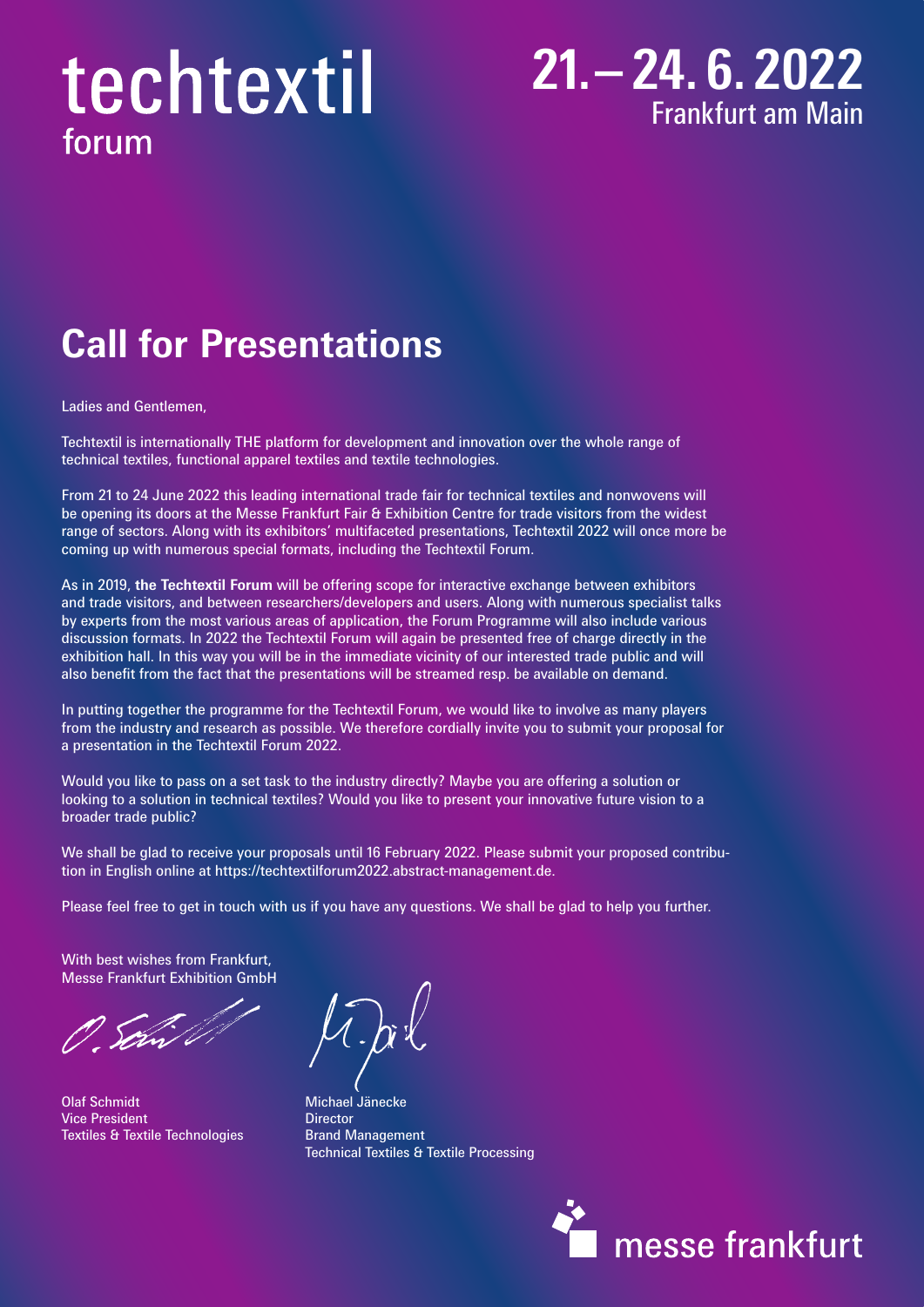# techtextil forum

**21. – 24. 6. 2022**
Frankfurt am Main

## Call for Presentations

Ladies and Gentlemen,

Techtextil is internationally THE platform for development and innovation over the whole range of technical textiles, functional apparel textiles and textile technologies.

From 21 to 24 June 2022 this leading international trade fair for technical textiles and nonwovens will be opening its doors at the Messe Frankfurt Fair & Exhibition Centre for trade visitors from the widest range of sectors. Along with its exhibitors' multifaceted presentations, Techtextil 2022 will once more be coming up with numerous special formats, including the Techtextil Forum.

As in 2019, **the Techtextil Forum** will be offering scope for interactive exchange between exhibitors and trade visitors, and between researchers/developers and users. Along with numerous specialist talks by experts from the most various areas of application, the Forum Programme will also include various discussion formats. In 2022 the Techtextil Forum will again be presented free of charge directly in the exhibition hall. In this way you will be in the immediate vicinity of our interested trade public and will also benefit from the fact that the presentations will be streamed resp. be available on demand.

In putting together the programme for the Techtextil Forum, we would like to involve as many players from the industry and research as possible. We therefore cordially invite you to submit your proposal for a presentation in the Techtextil Forum 2022.

Would you like to pass on a set task to the industry directly? Maybe you are offering a solution or looking to a solution in technical textiles? Would you like to present your innovative future vision to a broader trade public?

We shall be glad to receive your proposals until 16 February 2022. Please submit your proposed contribution in English online at https://techtextilforum2022.abstract-management.de.

Please feel free to get in touch with us if you have any questions. We shall be glad to help you further.

With best wishes from Frankfurt,
Messe Frankfurt Exhibition GmbH

Olaf Schmidt
Vice President
Textiles & Textile Technologies

Michael Jänecke
Director
Brand Management
Technical Textiles & Textile Processing

messe frankfurt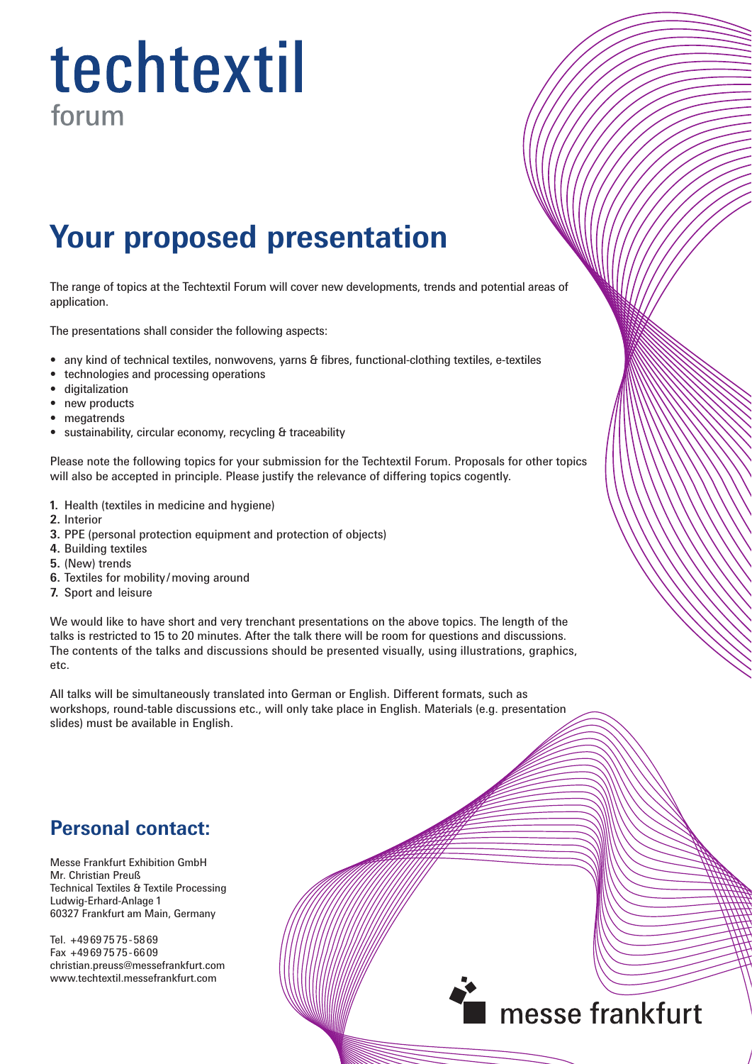# techtextil
forum

## Your proposed presentation

The range of topics at the Techtextil Forum will cover new developments, trends and potential areas of application.

The presentations shall consider the following aspects:

- any kind of technical textiles, nonwovens, yarns & fibres, functional-clothing textiles, e-textiles
- technologies and processing operations
- digitalization
- new products
- megatrends
- sustainability, circular economy, recycling & traceability

Please note the following topics for your submission for the Techtextil Forum. Proposals for other topics will also be accepted in principle. Please justify the relevance of differing topics cogently.

1. Health (textiles in medicine and hygiene)
2. Interior
3. PPE (personal protection equipment and protection of objects)
4. Building textiles
5. (New) trends
6. Textiles for mobility/moving around
7. Sport and leisure

We would like to have short and very trenchant presentations on the above topics. The length of the talks is restricted to 15 to 20 minutes. After the talk there will be room for questions and discussions. The contents of the talks and discussions should be presented visually, using illustrations, graphics, etc.

All talks will be simultaneously translated into German or English. Different formats, such as workshops, round-table discussions etc., will only take place in English. Materials (e.g. presentation slides) must be available in English.

### Personal contact:

Messe Frankfurt Exhibition GmbH
Mr. Christian Preuß
Technical Textiles & Textile Processing
Ludwig-Erhard-Anlage 1
60327 Frankfurt am Main, Germany

Tel. +49 69 75 75 - 58 69
Fax +49 69 75 75 - 66 09
christian.preuss@messefrankfurt.com
www.techtextil.messefrankfurt.com

messe frankfurt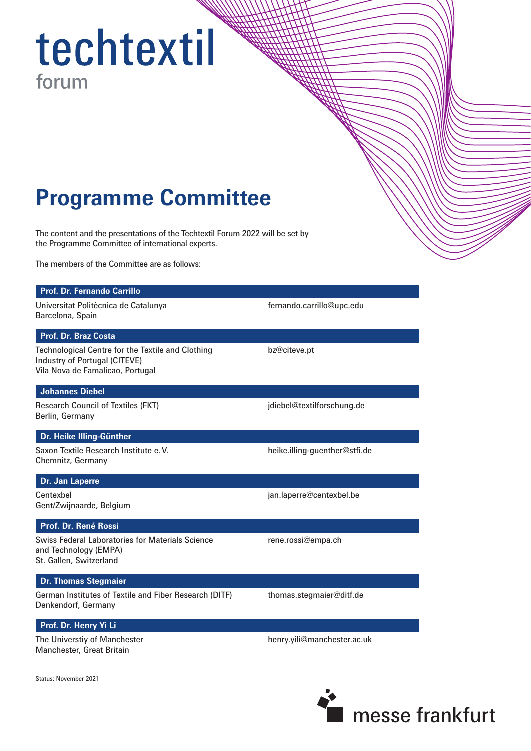techtextil
forum

# Programme Committee

The content and the presentations of the Techtextil Forum 2022 will be set by the Programme Committee of international experts.

The members of the Committee are as follows:

**Prof. Dr. Fernando Carrillo**

Universitat Politècnica de Catalunya
Barcelona, Spain

fernando.carrillo@upc.edu

**Prof. Dr. Braz Costa**

Technological Centre for the Textile and Clothing Industry of Portugal (CITEVE)
Vila Nova de Famalicao, Portugal

bz@citeve.pt

**Johannes Diebel**

Research Council of Textiles (FKT)
Berlin, Germany

jdiebel@textilforschung.de

**Dr. Heike Illing-Günther**

Saxon Textile Research Institute e. V.
Chemnitz, Germany

heike.illing-guenther@stfi.de

**Dr. Jan Laperre**

Centexbel
Gent/Zwijnaarde, Belgium

jan.laperre@centexbel.be

**Prof. Dr. René Rossi**

Swiss Federal Laboratories for Materials Science and Technology (EMPA)
St. Gallen, Switzerland

rene.rossi@empa.ch

**Dr. Thomas Stegmaier**

German Institutes of Textile and Fiber Research (DITF)
Denkendorf, Germany

thomas.stegmaier@ditf.de

**Prof. Dr. Henry Yi Li**

The Universtiy of Manchester
Manchester, Great Britain

henry.yili@manchester.ac.uk

Status: November 2021

messe frankfurt